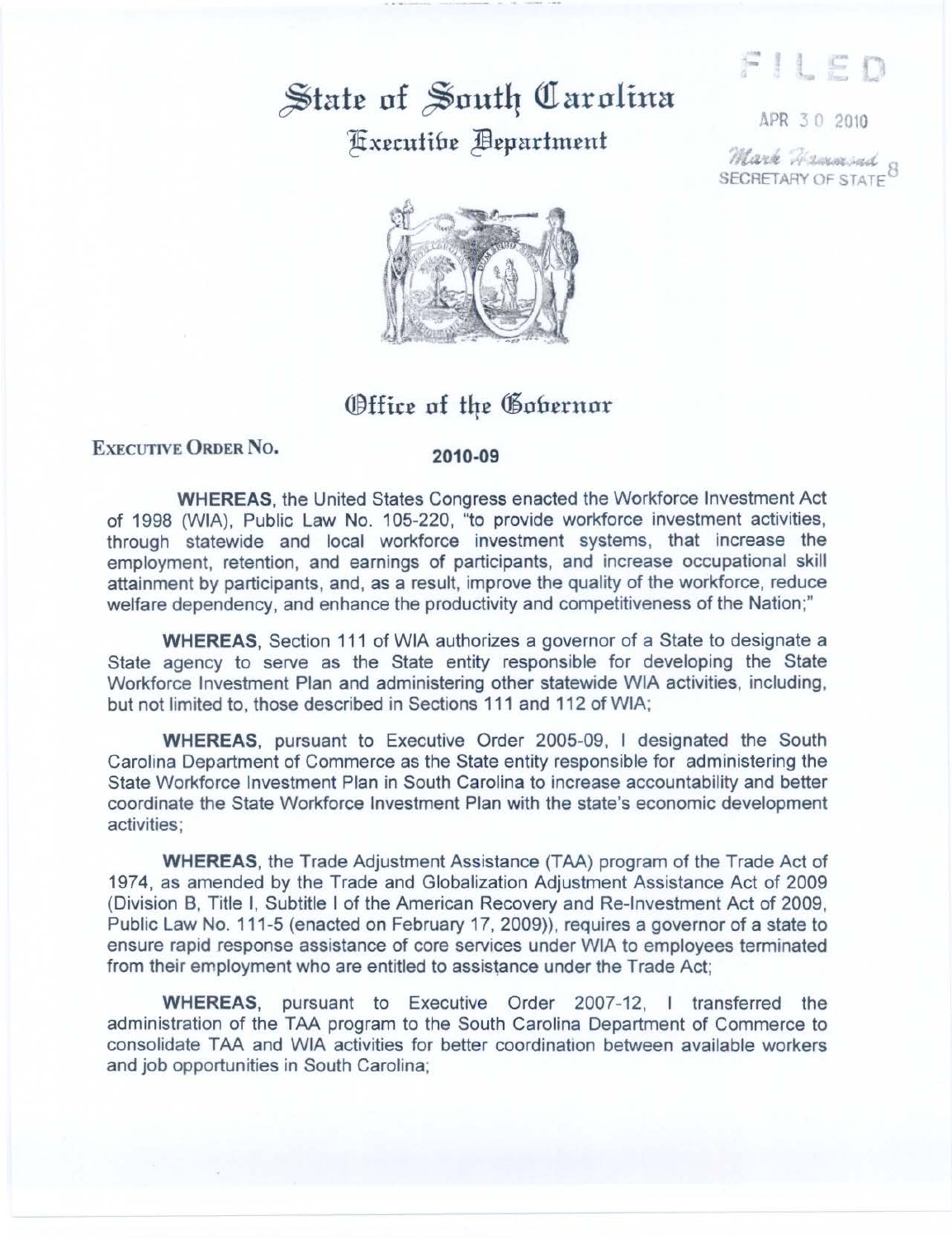# State of South Carolina

## Executive Department

FILED

APR 30 2010

Mark Hammond
SECRETARY OF STATE

## Office of the Governor

**EXECUTIVE ORDER NO. 2010-09**

**WHEREAS**, the United States Congress enacted the Workforce Investment Act of 1998 (WIA), Public Law No. 105-220, "to provide workforce investment activities, through statewide and local workforce investment systems, that increase the employment, retention, and earnings of participants, and increase occupational skill attainment by participants, and, as a result, improve the quality of the workforce, reduce welfare dependency, and enhance the productivity and competitiveness of the Nation;"

**WHEREAS**, Section 111 of WIA authorizes a governor of a State to designate a State agency to serve as the State entity responsible for developing the State Workforce Investment Plan and administering other statewide WIA activities, including, but not limited to, those described in Sections 111 and 112 of WIA;

**WHEREAS**, pursuant to Executive Order 2005-09, I designated the South Carolina Department of Commerce as the State entity responsible for administering the State Workforce Investment Plan in South Carolina to increase accountability and better coordinate the State Workforce Investment Plan with the state's economic development activities;

**WHEREAS**, the Trade Adjustment Assistance (TAA) program of the Trade Act of 1974, as amended by the Trade and Globalization Adjustment Assistance Act of 2009 (Division B, Title I, Subtitle I of the American Recovery and Re-Investment Act of 2009, Public Law No. 111-5 (enacted on February 17, 2009)), requires a governor of a state to ensure rapid response assistance of core services under WIA to employees terminated from their employment who are entitled to assistance under the Trade Act;

**WHEREAS**, pursuant to Executive Order 2007-12, I transferred the administration of the TAA program to the South Carolina Department of Commerce to consolidate TAA and WIA activities for better coordination between available workers and job opportunities in South Carolina;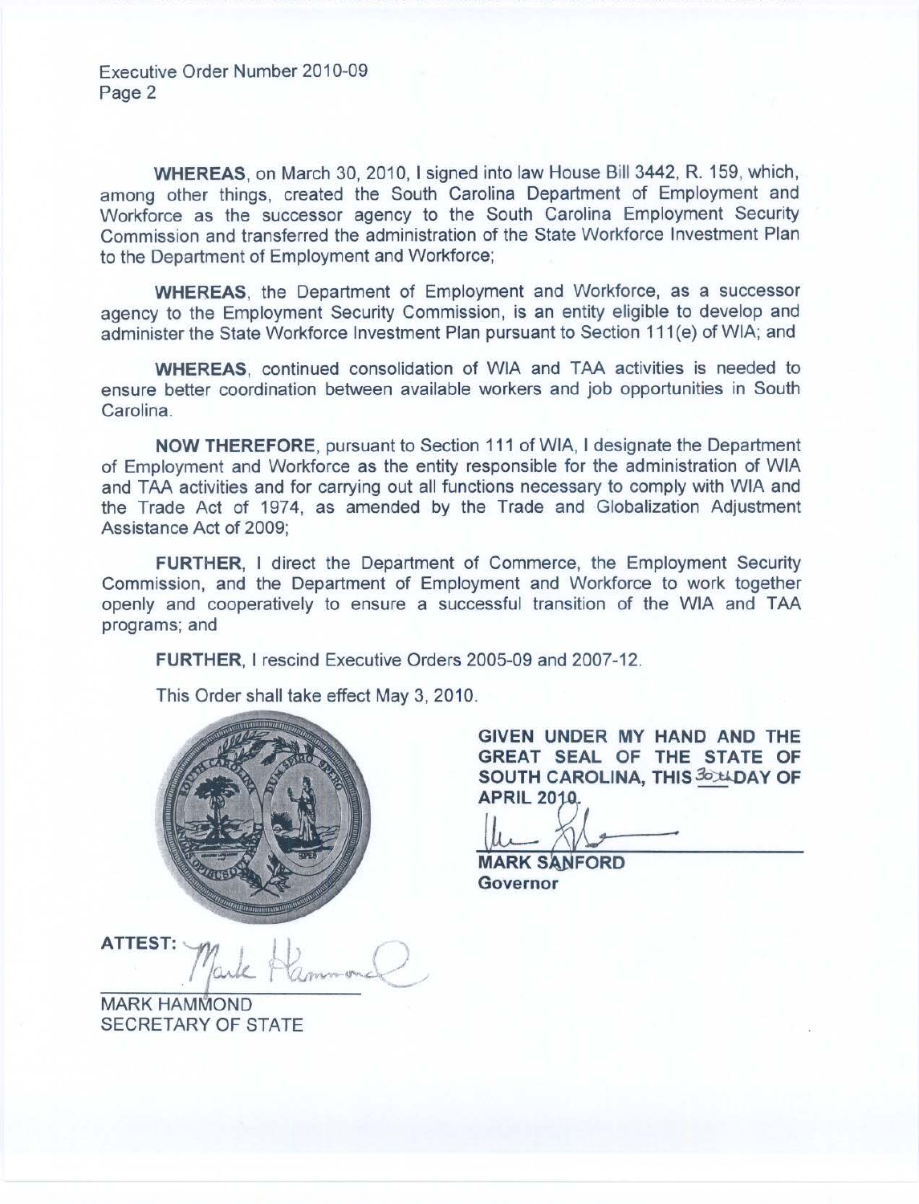**WHEREAS**, on March 30, 2010, I signed into law House Bill 3442, R. 159, which, among other things, created the South Carolina Department of Employment and Workforce as the successor agency to the South Carolina Employment Security Commission and transferred the administration of the State Workforce Investment Plan to the Department of Employment and Workforce;

**WHEREAS**, the Department of Employment and Workforce, as a successor agency to the Employment Security Commission, is an entity eligible to develop and administer the State Workforce Investment Plan pursuant to Section 111(e) of WIA; and

**WHEREAS**, continued consolidation of WIA and TAA activities is needed to ensure better coordination between available workers and job opportunities in South Carolina.

**NOW THEREFORE**, pursuant to Section 111 of WIA, I designate the Department of Employment and Workforce as the entity responsible for the administration of WIA and TAA activities and for carrying out all functions necessary to comply with WIA and the Trade Act of 1974, as amended by the Trade and Globalization Adjustment Assistance Act of 2009;

**FURTHER**, I direct the Department of Commerce, the Employment Security Commission, and the Department of Employment and Workforce to work together openly and cooperatively to ensure a successful transition of the WIA and TAA programs; and

**FURTHER**, I rescind Executive Orders 2005-09 and 2007-12.

This Order shall take effect May 3, 2010.

**GIVEN UNDER MY HAND AND THE GREAT SEAL OF THE STATE OF SOUTH CAROLINA, THIS 30th DAY OF APRIL 2010.**

**MARK SANFORD**
**Governor**

ATTEST:

MARK HAMMOND
SECRETARY OF STATE